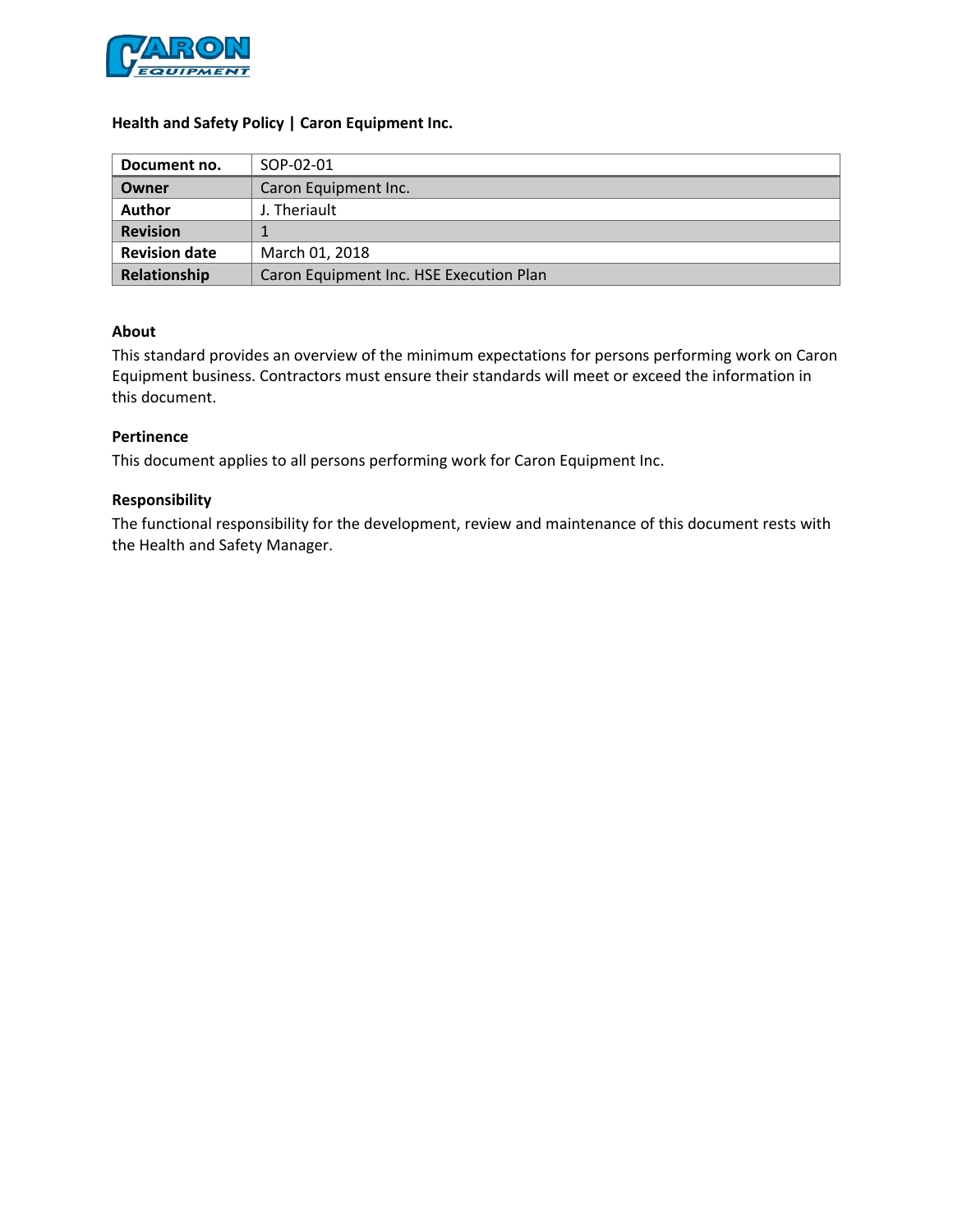**Health and Safety Policy | Caron Equipment Inc.**

| Document no. | SOP-02-01 |
|---|---|
| Owner | Caron Equipment Inc. |
| Author | J. Theriault |
| Revision | 1 |
| Revision date | March 01, 2018 |
| Relationship | Caron Equipment Inc. HSE Execution Plan |

### About

This standard provides an overview of the minimum expectations for persons performing work on Caron Equipment business. Contractors must ensure their standards will meet or exceed the information in this document.

### Pertinence

This document applies to all persons performing work for Caron Equipment Inc.

### Responsibility

The functional responsibility for the development, review and maintenance of this document rests with the Health and Safety Manager.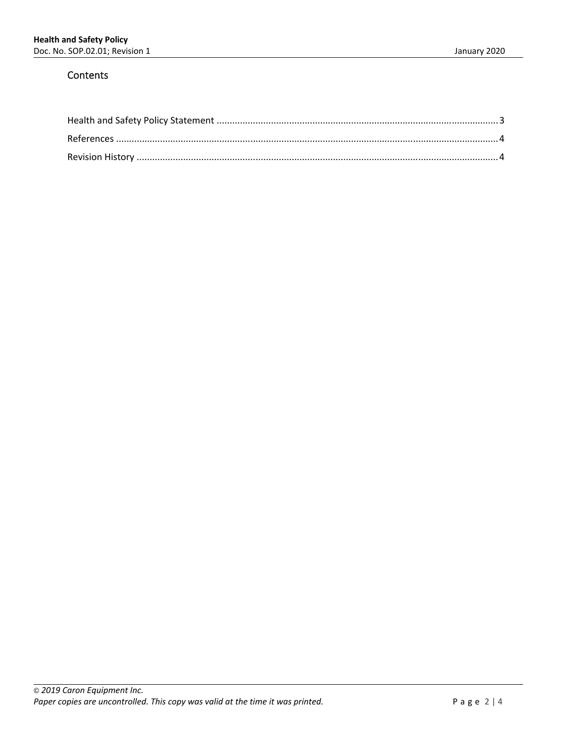## Contents

Health and Safety Policy Statement ........................................................................................................... 3

References ................................................................................................................................................. 4

Revision History ......................................................................................................................................... 4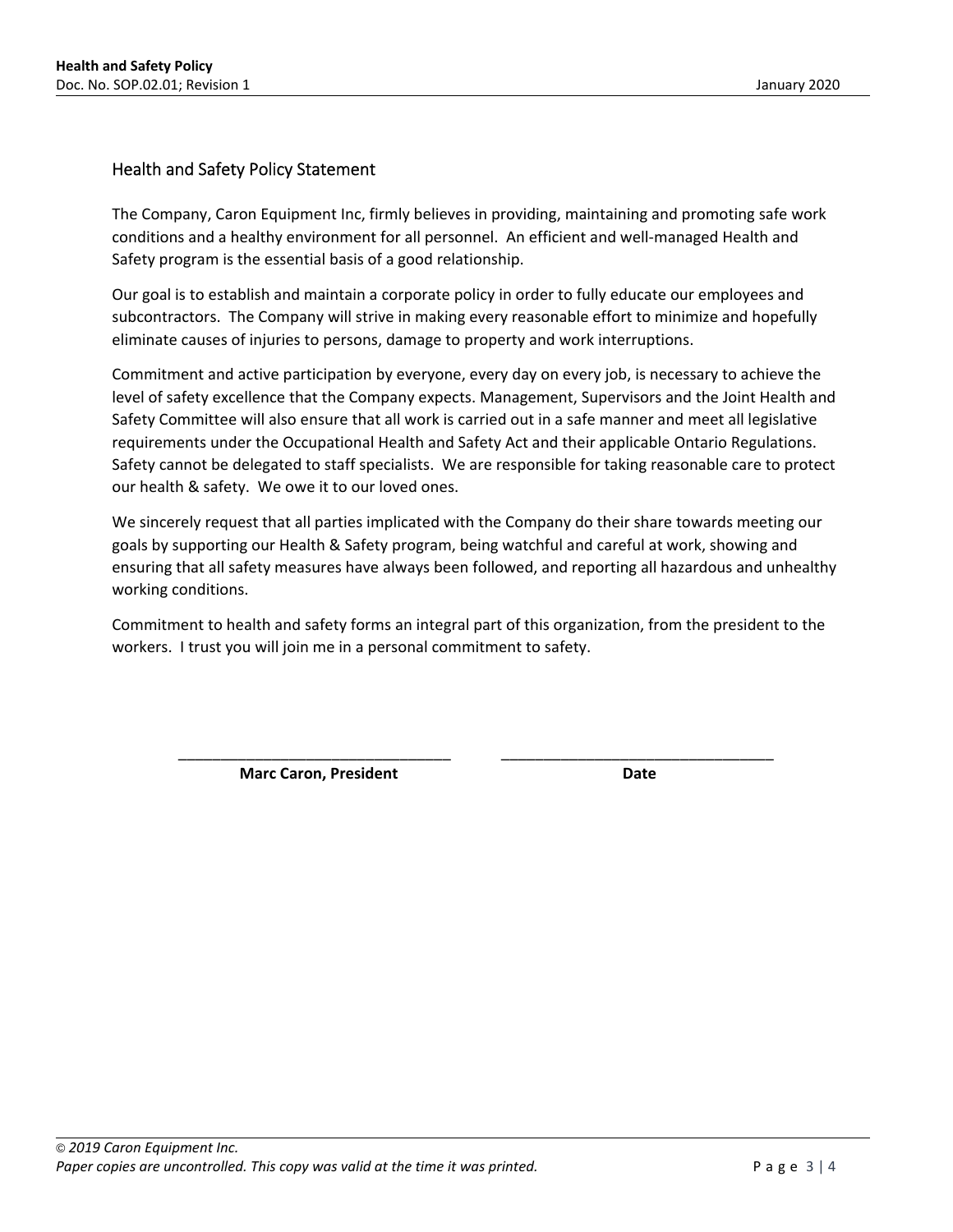## Health and Safety Policy Statement

The Company, Caron Equipment Inc, firmly believes in providing, maintaining and promoting safe work conditions and a healthy environment for all personnel. An efficient and well-managed Health and Safety program is the essential basis of a good relationship.

Our goal is to establish and maintain a corporate policy in order to fully educate our employees and subcontractors. The Company will strive in making every reasonable effort to minimize and hopefully eliminate causes of injuries to persons, damage to property and work interruptions.

Commitment and active participation by everyone, every day on every job, is necessary to achieve the level of safety excellence that the Company expects. Management, Supervisors and the Joint Health and Safety Committee will also ensure that all work is carried out in a safe manner and meet all legislative requirements under the Occupational Health and Safety Act and their applicable Ontario Regulations. Safety cannot be delegated to staff specialists. We are responsible for taking reasonable care to protect our health & safety. We owe it to our loved ones.

We sincerely request that all parties implicated with the Company do their share towards meeting our goals by supporting our Health & Safety program, being watchful and careful at work, showing and ensuring that all safety measures have always been followed, and reporting all hazardous and unhealthy working conditions.

Commitment to health and safety forms an integral part of this organization, from the president to the workers. I trust you will join me in a personal commitment to safety.

| ________________________________ | ________________________________ |
| --- | --- |
| **Marc Caron, President** | **Date** |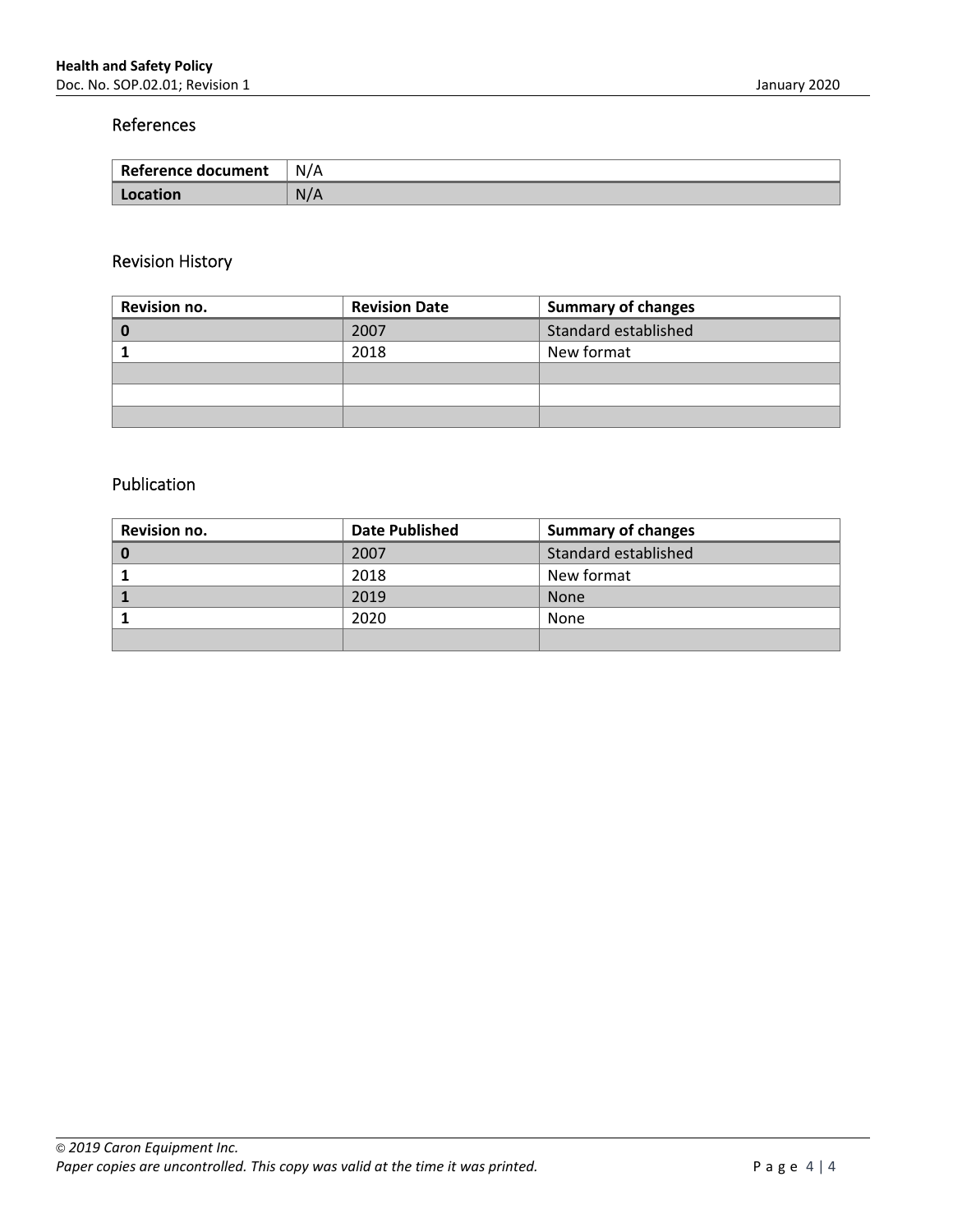## References

| | |
|---|---|
| **Reference document** | N/A |
| **Location** | N/A |

## Revision History

| Revision no. | Revision Date | Summary of changes |
|---|---|---|
| **0** | 2007 | Standard established |
| **1** | 2018 | New format |
| | | |
| | | |
| | | |

## Publication

| Revision no. | Date Published | Summary of changes |
|---|---|---|
| **0** | 2007 | Standard established |
| **1** | 2018 | New format |
| **1** | 2019 | None |
| **1** | 2020 | None |
| | | |